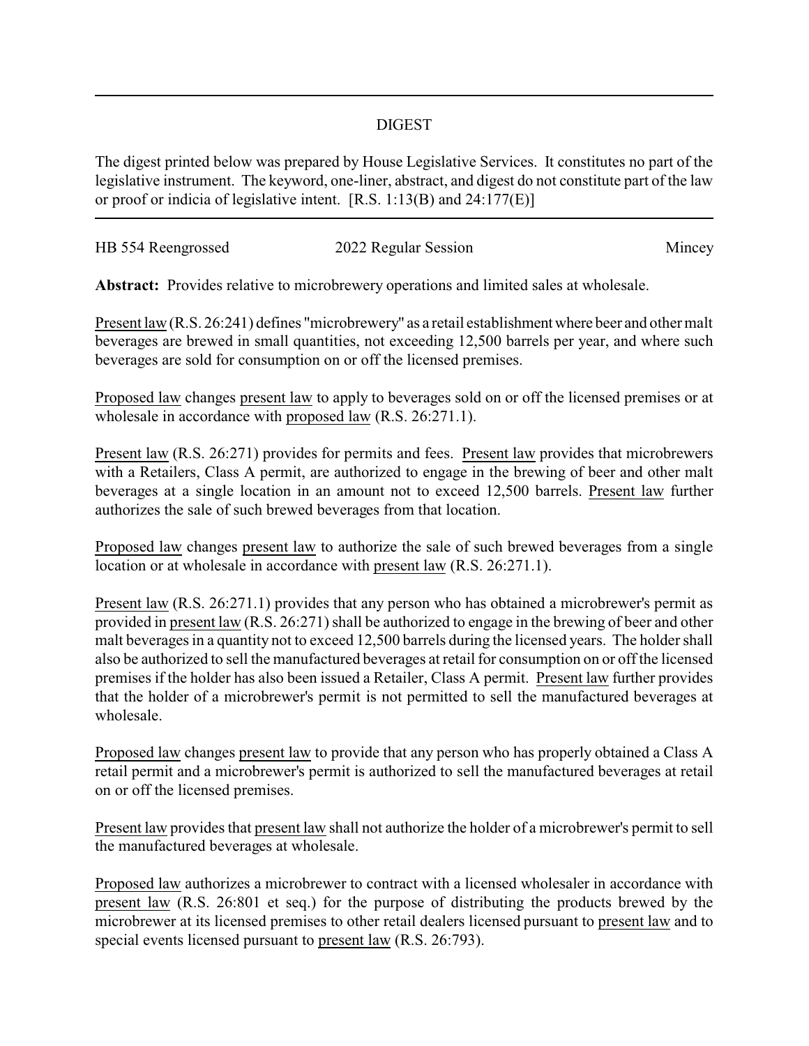## DIGEST

The digest printed below was prepared by House Legislative Services. It constitutes no part of the legislative instrument. The keyword, one-liner, abstract, and digest do not constitute part of the law or proof or indicia of legislative intent. [R.S. 1:13(B) and 24:177(E)]

---

HB 554 Reengrossed — 2022 Regular Session — Mincey

**Abstract:** Provides relative to microbrewery operations and limited sales at wholesale.

Present law (R.S. 26:241) defines "microbrewery" as a retail establishment where beer and other malt beverages are brewed in small quantities, not exceeding 12,500 barrels per year, and where such beverages are sold for consumption on or off the licensed premises.

Proposed law changes present law to apply to beverages sold on or off the licensed premises or at wholesale in accordance with proposed law (R.S. 26:271.1).

Present law (R.S. 26:271) provides for permits and fees. Present law provides that microbrewers with a Retailers, Class A permit, are authorized to engage in the brewing of beer and other malt beverages at a single location in an amount not to exceed 12,500 barrels. Present law further authorizes the sale of such brewed beverages from that location.

Proposed law changes present law to authorize the sale of such brewed beverages from a single location or at wholesale in accordance with present law (R.S. 26:271.1).

Present law (R.S. 26:271.1) provides that any person who has obtained a microbrewer's permit as provided in present law (R.S. 26:271) shall be authorized to engage in the brewing of beer and other malt beverages in a quantity not to exceed 12,500 barrels during the licensed years. The holder shall also be authorized to sell the manufactured beverages at retail for consumption on or off the licensed premises if the holder has also been issued a Retailer, Class A permit. Present law further provides that the holder of a microbrewer's permit is not permitted to sell the manufactured beverages at wholesale.

Proposed law changes present law to provide that any person who has properly obtained a Class A retail permit and a microbrewer's permit is authorized to sell the manufactured beverages at retail on or off the licensed premises.

Present law provides that present law shall not authorize the holder of a microbrewer's permit to sell the manufactured beverages at wholesale.

Proposed law authorizes a microbrewer to contract with a licensed wholesaler in accordance with present law (R.S. 26:801 et seq.) for the purpose of distributing the products brewed by the microbrewer at its licensed premises to other retail dealers licensed pursuant to present law and to special events licensed pursuant to present law (R.S. 26:793).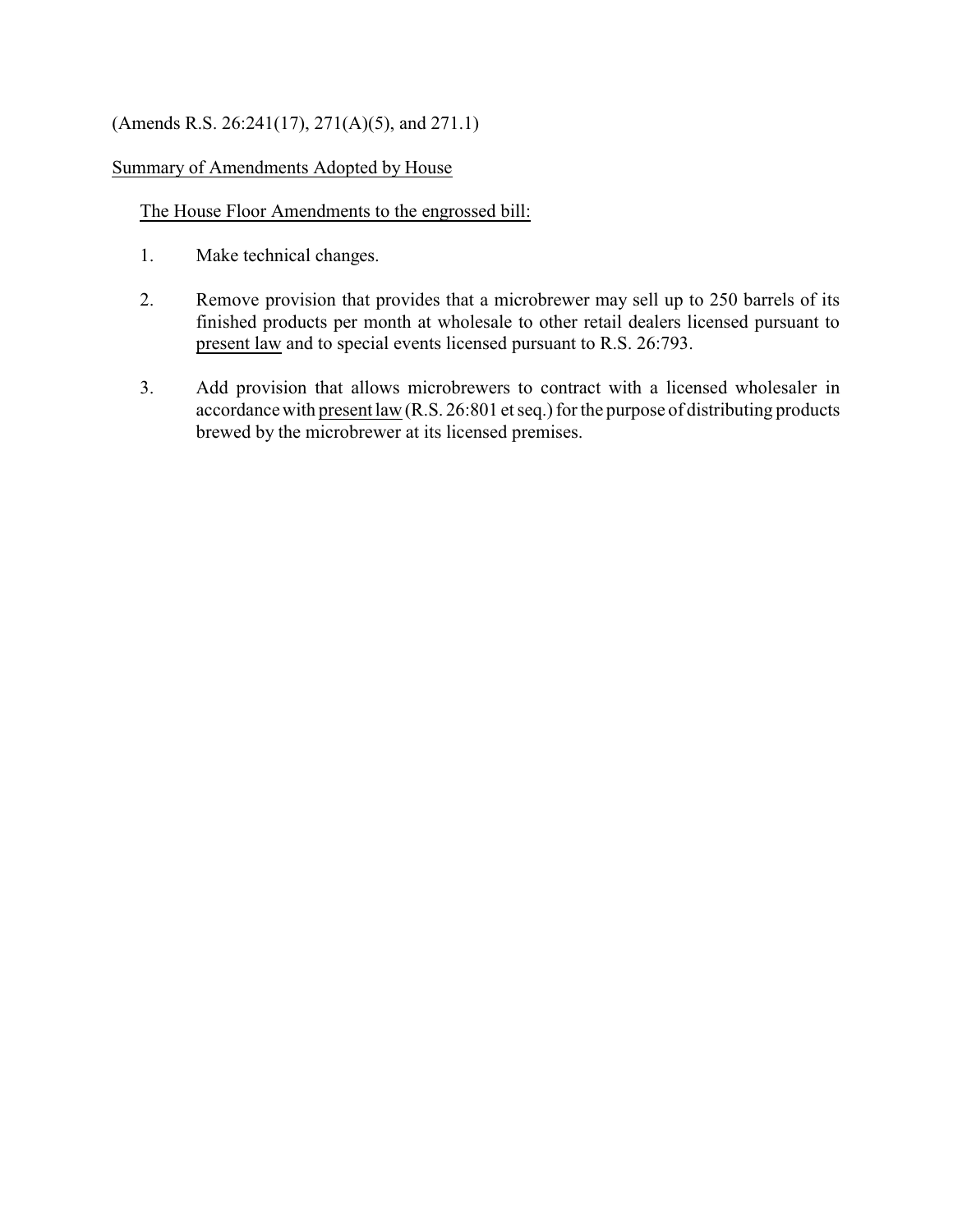(Amends R.S. 26:241(17), 271(A)(5), and 271.1)

<u>Summary of Amendments Adopted by House</u>

<u>The House Floor Amendments to the engrossed bill:</u>

1. Make technical changes.

2. Remove provision that provides that a microbrewer may sell up to 250 barrels of its finished products per month at wholesale to other retail dealers licensed pursuant to <u>present law</u> and to special events licensed pursuant to R.S. 26:793.

3. Add provision that allows microbrewers to contract with a licensed wholesaler in accordance with <u>present law</u> (R.S. 26:801 et seq.) for the purpose of distributing products brewed by the microbrewer at its licensed premises.